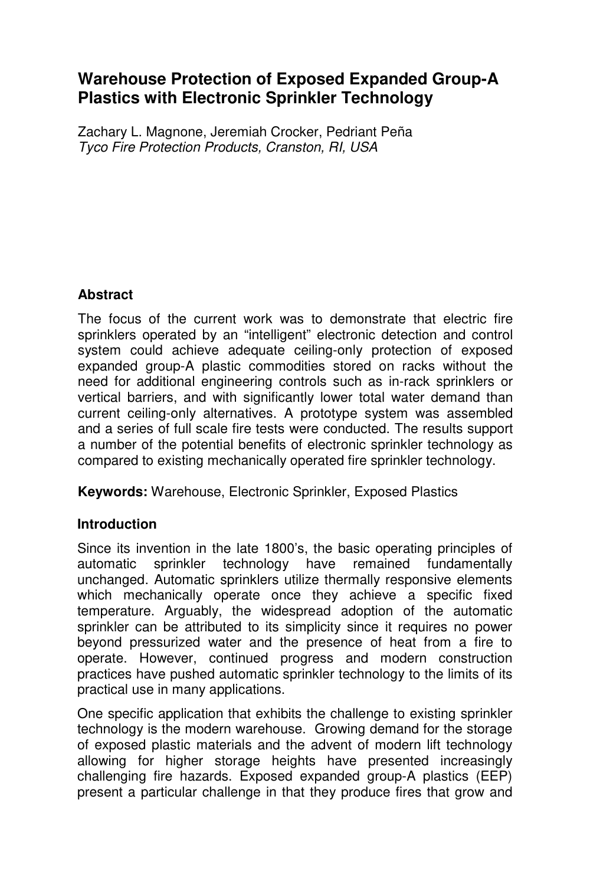# Warehouse Protection of Exposed Expanded Group-A Plastics with Electronic Sprinkler Technology

Zachary L. Magnone, Jeremiah Crocker, Pedriant Peña
*Tyco Fire Protection Products, Cranston, RI, USA*

## Abstract

The focus of the current work was to demonstrate that electric fire sprinklers operated by an "intelligent" electronic detection and control system could achieve adequate ceiling-only protection of exposed expanded group-A plastic commodities stored on racks without the need for additional engineering controls such as in-rack sprinklers or vertical barriers, and with significantly lower total water demand than current ceiling-only alternatives. A prototype system was assembled and a series of full scale fire tests were conducted. The results support a number of the potential benefits of electronic sprinkler technology as compared to existing mechanically operated fire sprinkler technology.

**Keywords:** Warehouse, Electronic Sprinkler, Exposed Plastics

## Introduction

Since its invention in the late 1800's, the basic operating principles of automatic sprinkler technology have remained fundamentally unchanged. Automatic sprinklers utilize thermally responsive elements which mechanically operate once they achieve a specific fixed temperature. Arguably, the widespread adoption of the automatic sprinkler can be attributed to its simplicity since it requires no power beyond pressurized water and the presence of heat from a fire to operate. However, continued progress and modern construction practices have pushed automatic sprinkler technology to the limits of its practical use in many applications.

One specific application that exhibits the challenge to existing sprinkler technology is the modern warehouse. Growing demand for the storage of exposed plastic materials and the advent of modern lift technology allowing for higher storage heights have presented increasingly challenging fire hazards. Exposed expanded group-A plastics (EEP) present a particular challenge in that they produce fires that grow and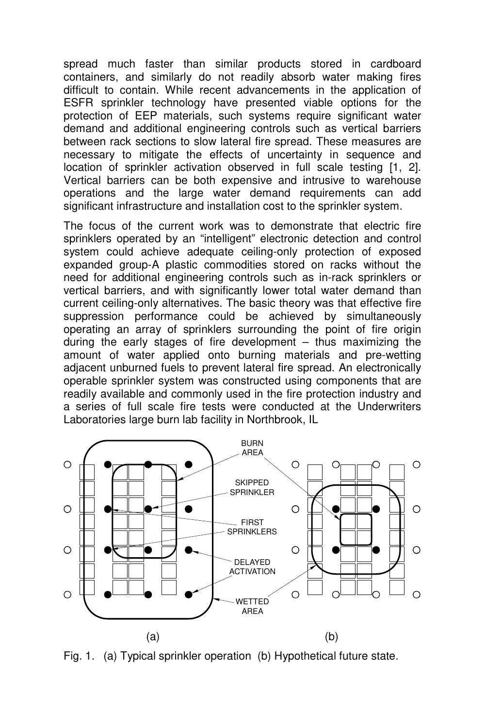spread much faster than similar products stored in cardboard containers, and similarly do not readily absorb water making fires difficult to contain. While recent advancements in the application of ESFR sprinkler technology have presented viable options for the protection of EEP materials, such systems require significant water demand and additional engineering controls such as vertical barriers between rack sections to slow lateral fire spread. These measures are necessary to mitigate the effects of uncertainty in sequence and location of sprinkler activation observed in full scale testing [1, 2]. Vertical barriers can be both expensive and intrusive to warehouse operations and the large water demand requirements can add significant infrastructure and installation cost to the sprinkler system.

The focus of the current work was to demonstrate that electric fire sprinklers operated by an "intelligent" electronic detection and control system could achieve adequate ceiling-only protection of exposed expanded group-A plastic commodities stored on racks without the need for additional engineering controls such as in-rack sprinklers or vertical barriers, and with significantly lower total water demand than current ceiling-only alternatives. The basic theory was that effective fire suppression performance could be achieved by simultaneously operating an array of sprinklers surrounding the point of fire origin during the early stages of fire development – thus maximizing the amount of water applied onto burning materials and pre-wetting adjacent unburned fuels to prevent lateral fire spread. An electronically operable sprinkler system was constructed using components that are readily available and commonly used in the fire protection industry and a series of full scale fire tests were conducted at the Underwriters Laboratories large burn lab facility in Northbrook, IL

Fig. 1. (a) Typical sprinkler operation (b) Hypothetical future state.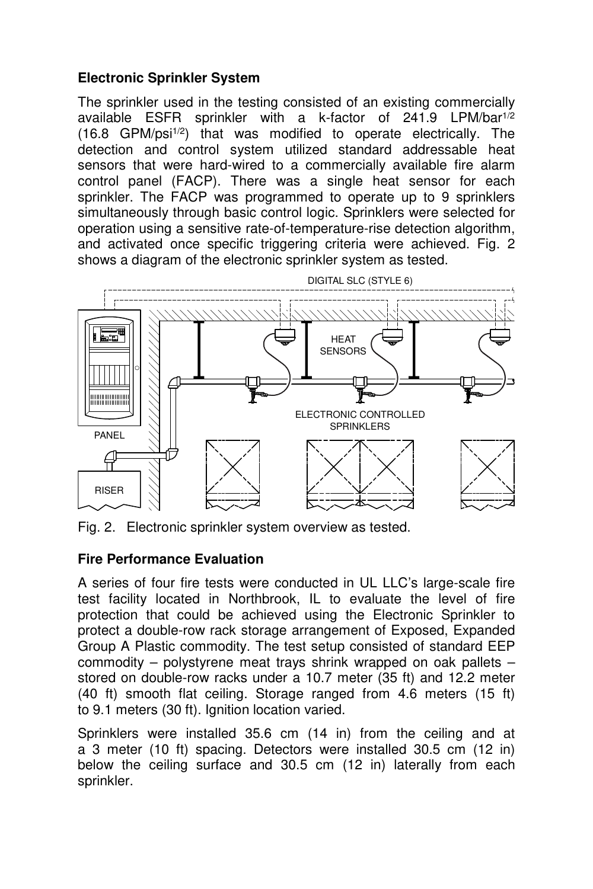**Electronic Sprinkler System**

The sprinkler used in the testing consisted of an existing commercially available ESFR sprinkler with a k-factor of 241.9 LPM/bar$^{1/2}$ (16.8 GPM/psi$^{1/2}$) that was modified to operate electrically. The detection and control system utilized standard addressable heat sensors that were hard-wired to a commercially available fire alarm control panel (FACP). There was a single heat sensor for each sprinkler. The FACP was programmed to operate up to 9 sprinklers simultaneously through basic control logic. Sprinklers were selected for operation using a sensitive rate-of-temperature-rise detection algorithm, and activated once specific triggering criteria were achieved. Fig. 2 shows a diagram of the electronic sprinkler system as tested.

Fig. 2. Electronic sprinkler system overview as tested.

**Fire Performance Evaluation**

A series of four fire tests were conducted in UL LLC's large-scale fire test facility located in Northbrook, IL to evaluate the level of fire protection that could be achieved using the Electronic Sprinkler to protect a double-row rack storage arrangement of Exposed, Expanded Group A Plastic commodity. The test setup consisted of standard EEP commodity – polystyrene meat trays shrink wrapped on oak pallets – stored on double-row racks under a 10.7 meter (35 ft) and 12.2 meter (40 ft) smooth flat ceiling. Storage ranged from 4.6 meters (15 ft) to 9.1 meters (30 ft). Ignition location varied.

Sprinklers were installed 35.6 cm (14 in) from the ceiling and at a 3 meter (10 ft) spacing. Detectors were installed 30.5 cm (12 in) below the ceiling surface and 30.5 cm (12 in) laterally from each sprinkler.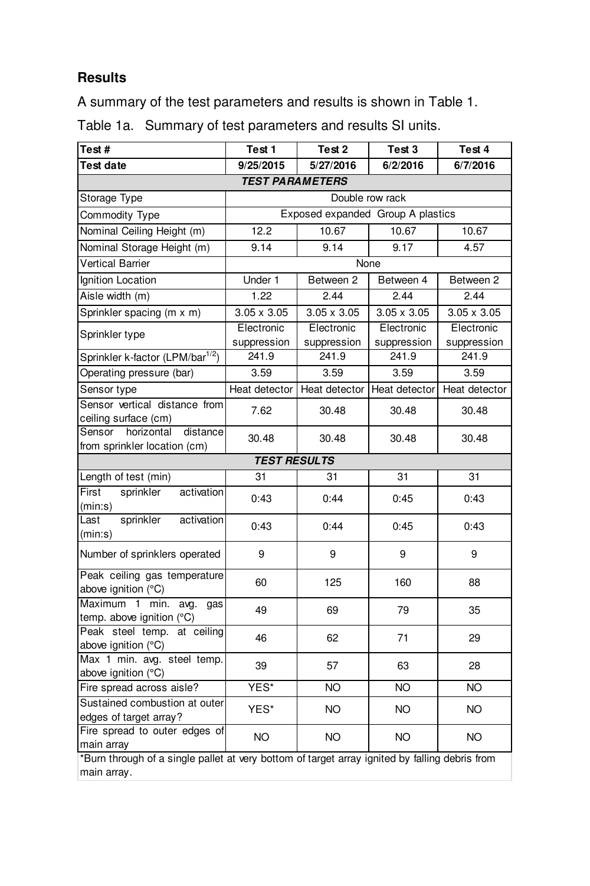## Results

A summary of the test parameters and results is shown in Table 1.

Table 1a. Summary of test parameters and results SI units.

| Test # | Test 1 | Test 2 | Test 3 | Test 4 |
|---|---|---|---|---|
| **Test date** | **9/25/2015** | **5/27/2016** | **6/2/2016** | **6/7/2016** |
| ***TEST PARAMETERS*** | | | | |
| Storage Type | Double row rack | | | |
| Commodity Type | Exposed expanded Group A plastics | | | |
| Nominal Ceiling Height (m) | 12.2 | 10.67 | 10.67 | 10.67 |
| Nominal Storage Height (m) | 9.14 | 9.14 | 9.17 | 4.57 |
| Vertical Barrier | None | | | |
| Ignition Location | Under 1 | Between 2 | Between 4 | Between 2 |
| Aisle width (m) | 1.22 | 2.44 | 2.44 | 2.44 |
| Sprinkler spacing (m x m) | 3.05 x 3.05 | 3.05 x 3.05 | 3.05 x 3.05 | 3.05 x 3.05 |
| Sprinkler type | Electronic suppression | Electronic suppression | Electronic suppression | Electronic suppression |
| Sprinkler k-factor (LPM/bar$^{1/2}$) | 241.9 | 241.9 | 241.9 | 241.9 |
| Operating pressure (bar) | 3.59 | 3.59 | 3.59 | 3.59 |
| Sensor type | Heat detector | Heat detector | Heat detector | Heat detector |
| Sensor vertical distance from ceiling surface (cm) | 7.62 | 30.48 | 30.48 | 30.48 |
| Sensor horizontal distance from sprinkler location (cm) | 30.48 | 30.48 | 30.48 | 30.48 |
| ***TEST RESULTS*** | | | | |
| Length of test (min) | 31 | 31 | 31 | 31 |
| First sprinkler activation (min:s) | 0:43 | 0:44 | 0:45 | 0:43 |
| Last sprinkler activation (min:s) | 0:43 | 0:44 | 0:45 | 0:43 |
| Number of sprinklers operated | 9 | 9 | 9 | 9 |
| Peak ceiling gas temperature above ignition (°C) | 60 | 125 | 160 | 88 |
| Maximum 1 min. avg. gas temp. above ignition (°C) | 49 | 69 | 79 | 35 |
| Peak steel temp. at ceiling above ignition (°C) | 46 | 62 | 71 | 29 |
| Max 1 min. avg. steel temp. above ignition (°C) | 39 | 57 | 63 | 28 |
| Fire spread across aisle? | YES* | NO | NO | NO |
| Sustained combustion at outer edges of target array? | YES* | NO | NO | NO |
| Fire spread to outer edges of main array | NO | NO | NO | NO |

*Burn through of a single pallet at very bottom of target array ignited by falling debris from main array.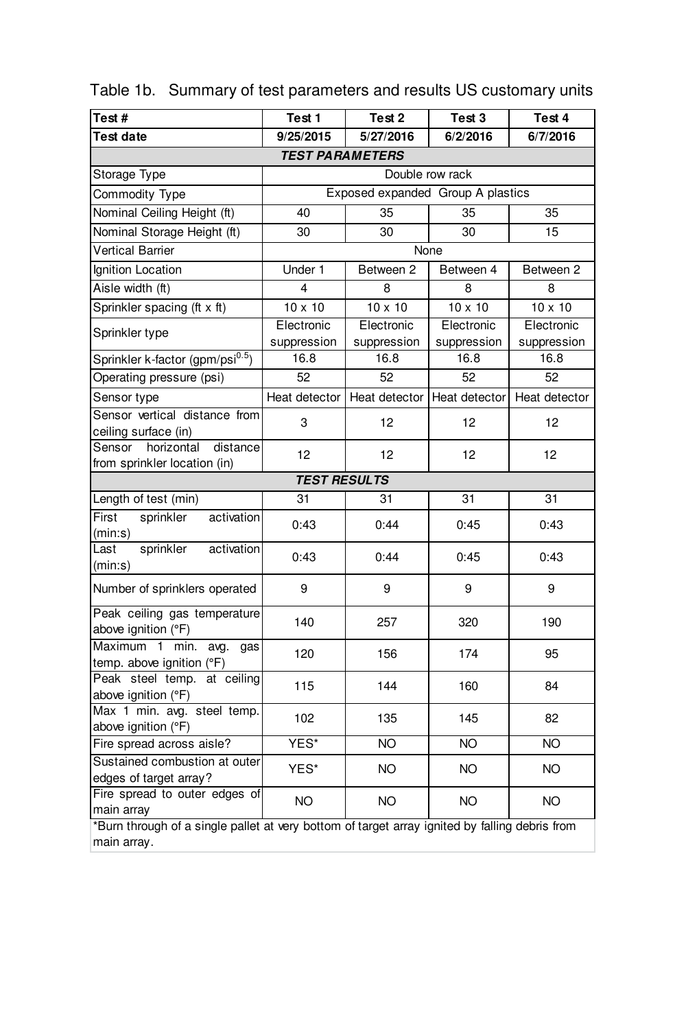Table 1b. Summary of test parameters and results US customary units

| Test # | Test 1 | Test 2 | Test 3 | Test 4 |
|---|---|---|---|---|
| **Test date** | **9/25/2015** | **5/27/2016** | **6/2/2016** | **6/7/2016** |
| ***TEST PARAMETERS*** | | | | |
| Storage Type | Double row rack | | | |
| Commodity Type | Exposed expanded Group A plastics | | | |
| Nominal Ceiling Height (ft) | 40 | 35 | 35 | 35 |
| Nominal Storage Height (ft) | 30 | 30 | 30 | 15 |
| Vertical Barrier | None | | | |
| Ignition Location | Under 1 | Between 2 | Between 4 | Between 2 |
| Aisle width (ft) | 4 | 8 | 8 | 8 |
| Sprinkler spacing (ft x ft) | 10 x 10 | 10 x 10 | 10 x 10 | 10 x 10 |
| Sprinkler type | Electronic suppression | Electronic suppression | Electronic suppression | Electronic suppression |
| Sprinkler k-factor (gpm/psi$^{0.5}$) | 16.8 | 16.8 | 16.8 | 16.8 |
| Operating pressure (psi) | 52 | 52 | 52 | 52 |
| Sensor type | Heat detector | Heat detector | Heat detector | Heat detector |
| Sensor vertical distance from ceiling surface (in) | 3 | 12 | 12 | 12 |
| Sensor horizontal distance from sprinkler location (in) | 12 | 12 | 12 | 12 |
| ***TEST RESULTS*** | | | | |
| Length of test (min) | 31 | 31 | 31 | 31 |
| First sprinkler activation (min:s) | 0:43 | 0:44 | 0:45 | 0:43 |
| Last sprinkler activation (min:s) | 0:43 | 0:44 | 0:45 | 0:43 |
| Number of sprinklers operated | 9 | 9 | 9 | 9 |
| Peak ceiling gas temperature above ignition (°F) | 140 | 257 | 320 | 190 |
| Maximum 1 min. avg. gas temp. above ignition (°F) | 120 | 156 | 174 | 95 |
| Peak steel temp. at ceiling above ignition (°F) | 115 | 144 | 160 | 84 |
| Max 1 min. avg. steel temp. above ignition (°F) | 102 | 135 | 145 | 82 |
| Fire spread across aisle? | YES* | NO | NO | NO |
| Sustained combustion at outer edges of target array? | YES* | NO | NO | NO |
| Fire spread to outer edges of main array | NO | NO | NO | NO |

*Burn through of a single pallet at very bottom of target array ignited by falling debris from main array.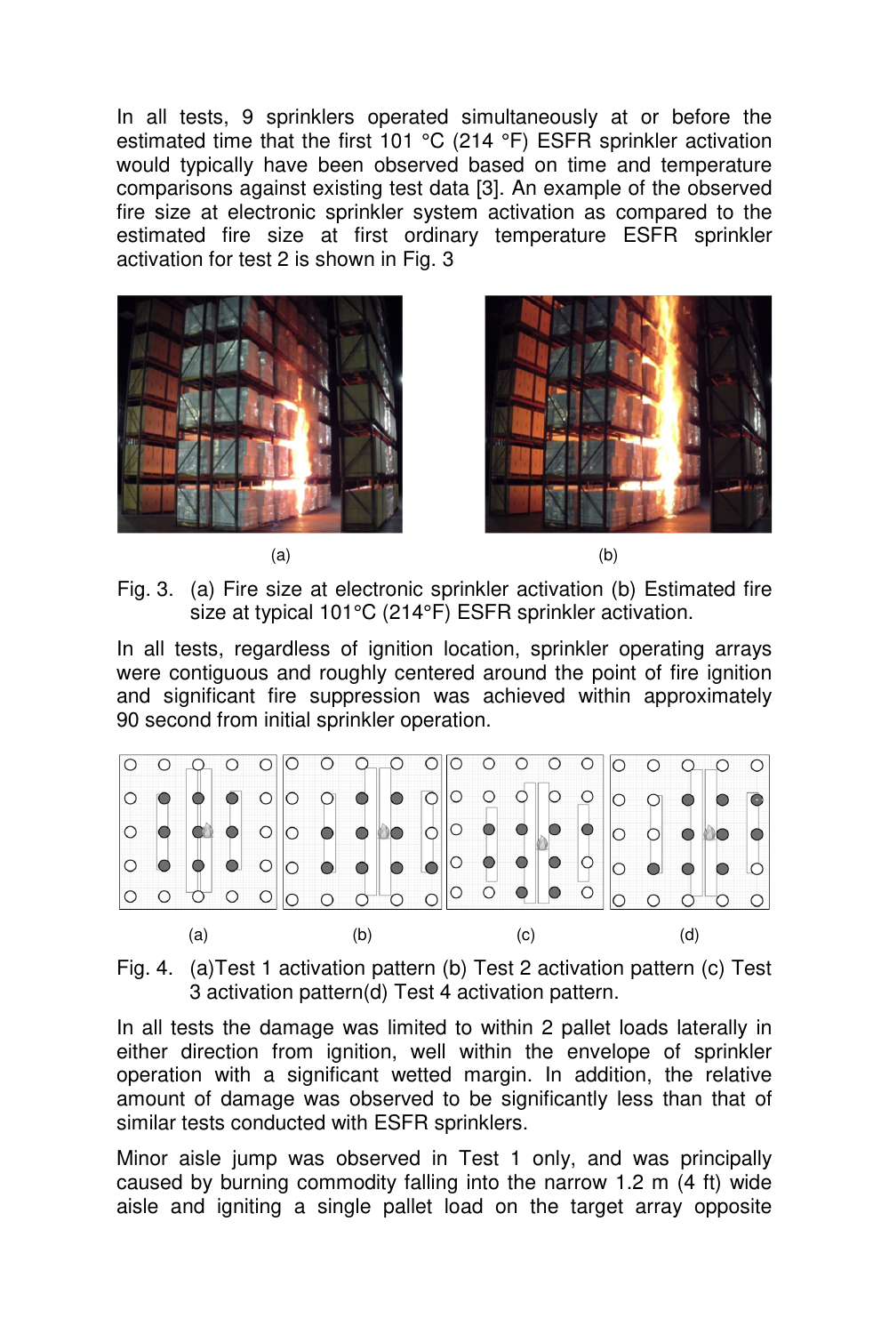In all tests, 9 sprinklers operated simultaneously at or before the estimated time that the first 101 °C (214 °F) ESFR sprinkler activation would typically have been observed based on time and temperature comparisons against existing test data [3]. An example of the observed fire size at electronic sprinkler system activation as compared to the estimated fire size at first ordinary temperature ESFR sprinkler activation for test 2 is shown in Fig. 3

(a) (b)

Fig. 3. (a) Fire size at electronic sprinkler activation (b) Estimated fire size at typical 101°C (214°F) ESFR sprinkler activation.

In all tests, regardless of ignition location, sprinkler operating arrays were contiguous and roughly centered around the point of fire ignition and significant fire suppression was achieved within approximately 90 second from initial sprinkler operation.

(a) (b) (c) (d)

Fig. 4. (a)Test 1 activation pattern (b) Test 2 activation pattern (c) Test 3 activation pattern(d) Test 4 activation pattern.

In all tests the damage was limited to within 2 pallet loads laterally in either direction from ignition, well within the envelope of sprinkler operation with a significant wetted margin. In addition, the relative amount of damage was observed to be significantly less than that of similar tests conducted with ESFR sprinklers.

Minor aisle jump was observed in Test 1 only, and was principally caused by burning commodity falling into the narrow 1.2 m (4 ft) wide aisle and igniting a single pallet load on the target array opposite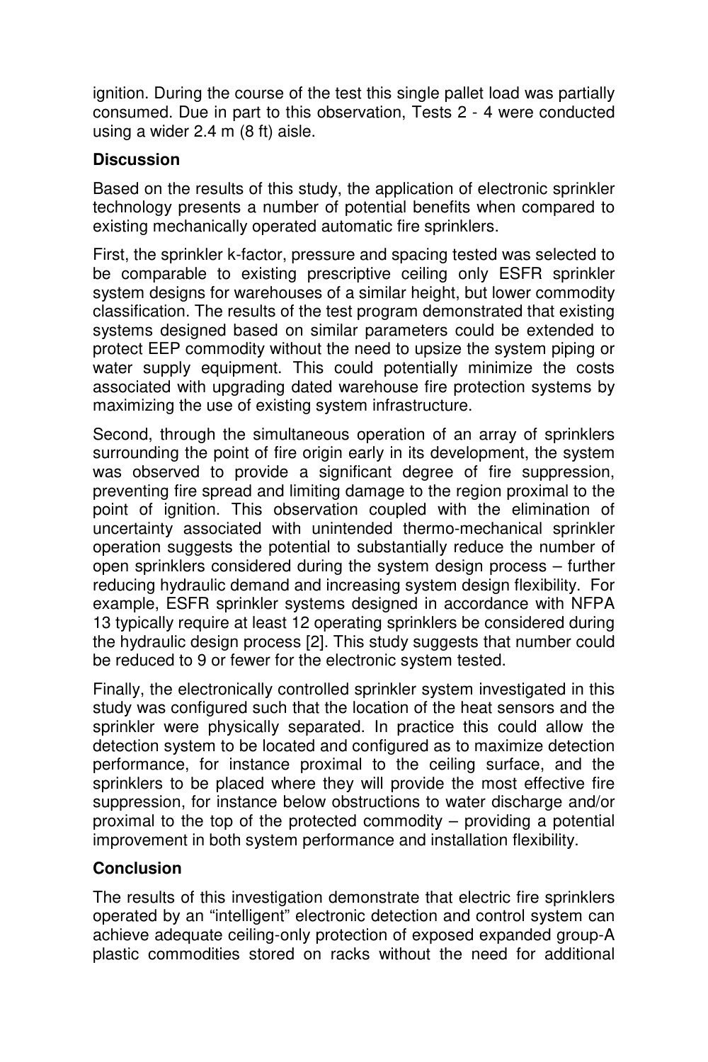ignition. During the course of the test this single pallet load was partially consumed. Due in part to this observation, Tests 2 - 4 were conducted using a wider 2.4 m (8 ft) aisle.

## Discussion

Based on the results of this study, the application of electronic sprinkler technology presents a number of potential benefits when compared to existing mechanically operated automatic fire sprinklers.

First, the sprinkler k-factor, pressure and spacing tested was selected to be comparable to existing prescriptive ceiling only ESFR sprinkler system designs for warehouses of a similar height, but lower commodity classification. The results of the test program demonstrated that existing systems designed based on similar parameters could be extended to protect EEP commodity without the need to upsize the system piping or water supply equipment. This could potentially minimize the costs associated with upgrading dated warehouse fire protection systems by maximizing the use of existing system infrastructure.

Second, through the simultaneous operation of an array of sprinklers surrounding the point of fire origin early in its development, the system was observed to provide a significant degree of fire suppression, preventing fire spread and limiting damage to the region proximal to the point of ignition. This observation coupled with the elimination of uncertainty associated with unintended thermo-mechanical sprinkler operation suggests the potential to substantially reduce the number of open sprinklers considered during the system design process – further reducing hydraulic demand and increasing system design flexibility. For example, ESFR sprinkler systems designed in accordance with NFPA 13 typically require at least 12 operating sprinklers be considered during the hydraulic design process [2]. This study suggests that number could be reduced to 9 or fewer for the electronic system tested.

Finally, the electronically controlled sprinkler system investigated in this study was configured such that the location of the heat sensors and the sprinkler were physically separated. In practice this could allow the detection system to be located and configured as to maximize detection performance, for instance proximal to the ceiling surface, and the sprinklers to be placed where they will provide the most effective fire suppression, for instance below obstructions to water discharge and/or proximal to the top of the protected commodity – providing a potential improvement in both system performance and installation flexibility.

## Conclusion

The results of this investigation demonstrate that electric fire sprinklers operated by an "intelligent" electronic detection and control system can achieve adequate ceiling-only protection of exposed expanded group-A plastic commodities stored on racks without the need for additional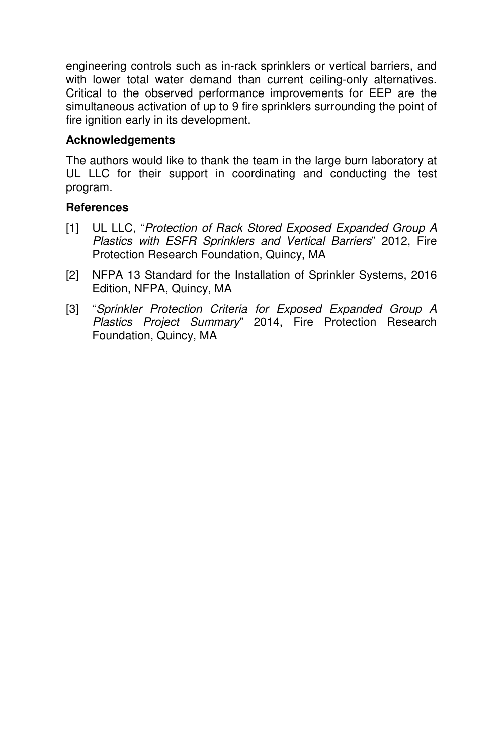engineering controls such as in-rack sprinklers or vertical barriers, and with lower total water demand than current ceiling-only alternatives. Critical to the observed performance improvements for EEP are the simultaneous activation of up to 9 fire sprinklers surrounding the point of fire ignition early in its development.

## Acknowledgements

The authors would like to thank the team in the large burn laboratory at UL LLC for their support in coordinating and conducting the test program.

## References

[1] UL LLC, "*Protection of Rack Stored Exposed Expanded Group A Plastics with ESFR Sprinklers and Vertical Barriers*" 2012, Fire Protection Research Foundation, Quincy, MA

[2] NFPA 13 Standard for the Installation of Sprinkler Systems, 2016 Edition, NFPA, Quincy, MA

[3] "*Sprinkler Protection Criteria for Exposed Expanded Group A Plastics Project Summary*" 2014, Fire Protection Research Foundation, Quincy, MA